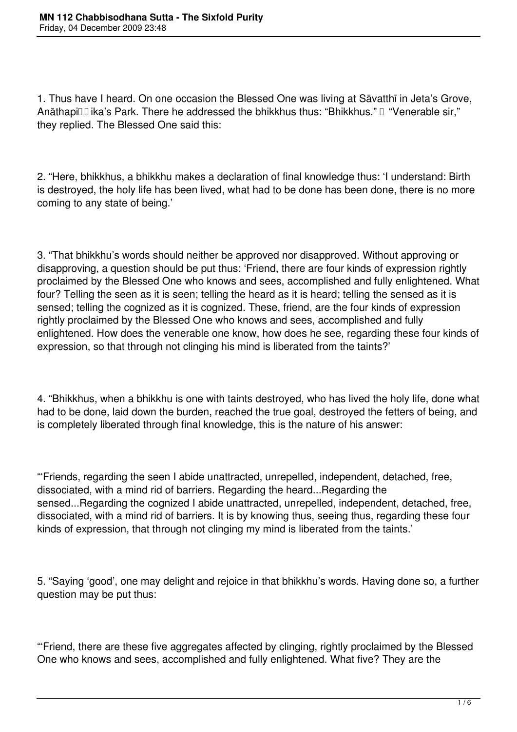1. Thus have I heard. On one occasion the Blessed One was living at Sāvatthī in Jeta's Grove, Anāthapiṇḍika's Park. There he addressed the bhikkhus thus: "Bhikkhus." — "Venerable sir," they replied. The Blessed One said this:

2. "Here, bhikkhus, a bhikkhu makes a declaration of final knowledge thus: 'I understand: Birth is destroyed, the holy life has been lived, what had to be done has been done, there is no more coming to any state of being.'

3. "That bhikkhu's words should neither be approved nor disapproved. Without approving or disapproving, a question should be put thus: 'Friend, there are four kinds of expression rightly proclaimed by the Blessed One who knows and sees, accomplished and fully enlightened. What four? Telling the seen as it is seen; telling the heard as it is heard; telling the sensed as it is sensed; telling the cognized as it is cognized. These, friend, are the four kinds of expression rightly proclaimed by the Blessed One who knows and sees, accomplished and fully enlightened. How does the venerable one know, how does he see, regarding these four kinds of expression, so that through not clinging his mind is liberated from the taints?'

4. "Bhikkhus, when a bhikkhu is one with taints destroyed, who has lived the holy life, done what had to be done, laid down the burden, reached the true goal, destroyed the fetters of being, and is completely liberated through final knowledge, this is the nature of his answer:

"'Friends, regarding the seen I abide unattracted, unrepelled, independent, detached, free, dissociated, with a mind rid of barriers. Regarding the heard...Regarding the sensed...Regarding the cognized I abide unattracted, unrepelled, independent, detached, free, dissociated, with a mind rid of barriers. It is by knowing thus, seeing thus, regarding these four kinds of expression, that through not clinging my mind is liberated from the taints.'

5. "Saying 'good', one may delight and rejoice in that bhikkhu's words. Having done so, a further question may be put thus:

"'Friend, there are these five aggregates affected by clinging, rightly proclaimed by the Blessed One who knows and sees, accomplished and fully enlightened. What five? They are the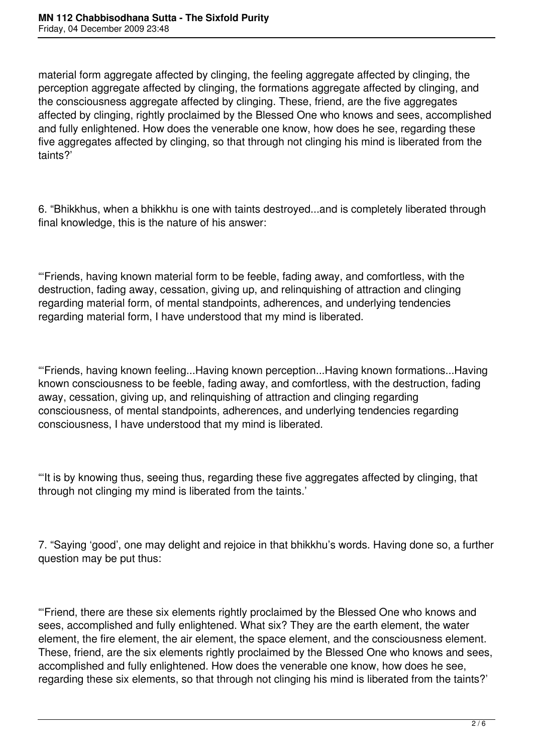material form aggregate affected by clinging, the feeling aggregate affected by clinging, the perception aggregate affected by clinging, the formations aggregate affected by clinging, and the consciousness aggregate affected by clinging. These, friend, are the five aggregates affected by clinging, rightly proclaimed by the Blessed One who knows and sees, accomplished and fully enlightened. How does the venerable one know, how does he see, regarding these five aggregates affected by clinging, so that through not clinging his mind is liberated from the taints?'

6. "Bhikkhus, when a bhikkhu is one with taints destroyed...and is completely liberated through final knowledge, this is the nature of his answer:

"'Friends, having known material form to be feeble, fading away, and comfortless, with the destruction, fading away, cessation, giving up, and relinquishing of attraction and clinging regarding material form, of mental standpoints, adherences, and underlying tendencies regarding material form, I have understood that my mind is liberated.

"'Friends, having known feeling...Having known perception...Having known formations...Having known consciousness to be feeble, fading away, and comfortless, with the destruction, fading away, cessation, giving up, and relinquishing of attraction and clinging regarding consciousness, of mental standpoints, adherences, and underlying tendencies regarding consciousness, I have understood that my mind is liberated.

"'It is by knowing thus, seeing thus, regarding these five aggregates affected by clinging, that through not clinging my mind is liberated from the taints.'

7. "Saying 'good', one may delight and rejoice in that bhikkhu's words. Having done so, a further question may be put thus:

"'Friend, there are these six elements rightly proclaimed by the Blessed One who knows and sees, accomplished and fully enlightened. What six? They are the earth element, the water element, the fire element, the air element, the space element, and the consciousness element. These, friend, are the six elements rightly proclaimed by the Blessed One who knows and sees, accomplished and fully enlightened. How does the venerable one know, how does he see, regarding these six elements, so that through not clinging his mind is liberated from the taints?'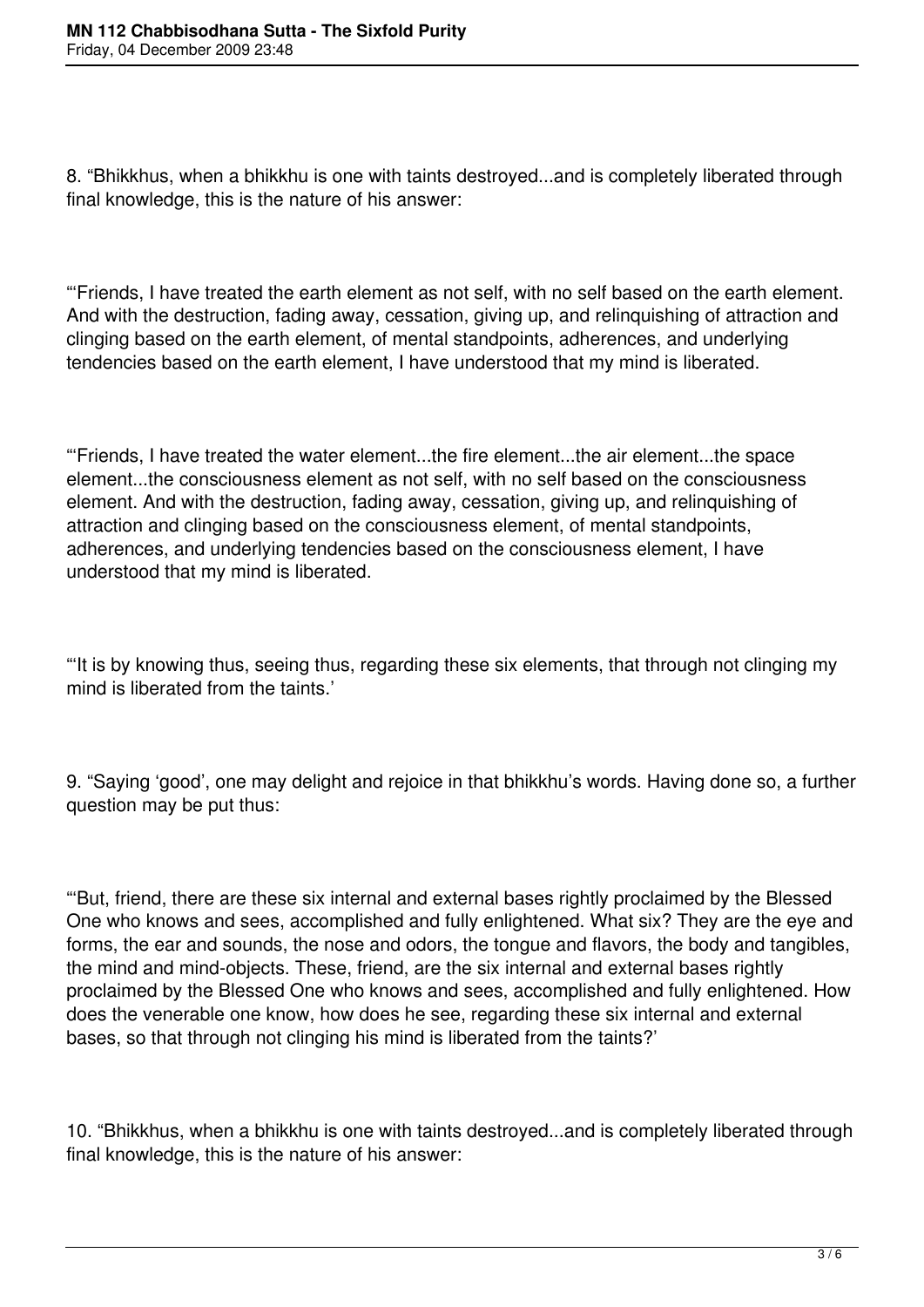8. “Bhikkhus, when a bhikkhu is one with taints destroyed...and is completely liberated through final knowledge, this is the nature of his answer:

“‘Friends, I have treated the earth element as not self, with no self based on the earth element. And with the destruction, fading away, cessation, giving up, and relinquishing of attraction and clinging based on the earth element, of mental standpoints, adherences, and underlying tendencies based on the earth element, I have understood that my mind is liberated.

“‘Friends, I have treated the water element...the fire element...the air element...the space element...the consciousness element as not self, with no self based on the consciousness element. And with the destruction, fading away, cessation, giving up, and relinquishing of attraction and clinging based on the consciousness element, of mental standpoints, adherences, and underlying tendencies based on the consciousness element, I have understood that my mind is liberated.

“‘It is by knowing thus, seeing thus, regarding these six elements, that through not clinging my mind is liberated from the taints.’

9. “Saying ‘good’, one may delight and rejoice in that bhikkhu’s words. Having done so, a further question may be put thus:

“‘But, friend, there are these six internal and external bases rightly proclaimed by the Blessed One who knows and sees, accomplished and fully enlightened. What six? They are the eye and forms, the ear and sounds, the nose and odors, the tongue and flavors, the body and tangibles, the mind and mind-objects. These, friend, are the six internal and external bases rightly proclaimed by the Blessed One who knows and sees, accomplished and fully enlightened. How does the venerable one know, how does he see, regarding these six internal and external bases, so that through not clinging his mind is liberated from the taints?’

10. “Bhikkhus, when a bhikkhu is one with taints destroyed...and is completely liberated through final knowledge, this is the nature of his answer: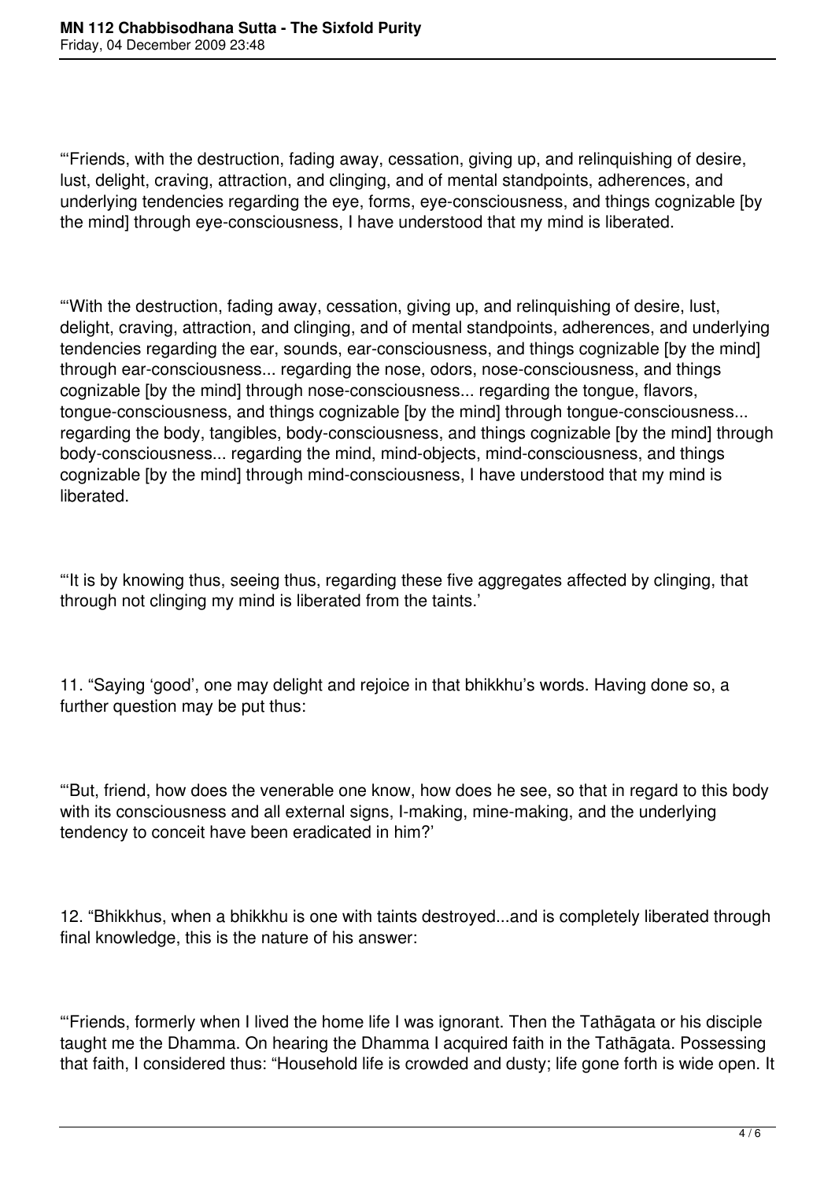"'Friends, with the destruction, fading away, cessation, giving up, and relinquishing of desire, lust, delight, craving, attraction, and clinging, and of mental standpoints, adherences, and underlying tendencies regarding the eye, forms, eye-consciousness, and things cognizable [by the mind] through eye-consciousness, I have understood that my mind is liberated.

"'With the destruction, fading away, cessation, giving up, and relinquishing of desire, lust, delight, craving, attraction, and clinging, and of mental standpoints, adherences, and underlying tendencies regarding the ear, sounds, ear-consciousness, and things cognizable [by the mind] through ear-consciousness... regarding the nose, odors, nose-consciousness, and things cognizable [by the mind] through nose-consciousness... regarding the tongue, flavors, tongue-consciousness, and things cognizable [by the mind] through tongue-consciousness... regarding the body, tangibles, body-consciousness, and things cognizable [by the mind] through body-consciousness... regarding the mind, mind-objects, mind-consciousness, and things cognizable [by the mind] through mind-consciousness, I have understood that my mind is liberated.

"'It is by knowing thus, seeing thus, regarding these five aggregates affected by clinging, that through not clinging my mind is liberated from the taints.'

11. "Saying 'good', one may delight and rejoice in that bhikkhu's words. Having done so, a further question may be put thus:

"'But, friend, how does the venerable one know, how does he see, so that in regard to this body with its consciousness and all external signs, I-making, mine-making, and the underlying tendency to conceit have been eradicated in him?'

12. "Bhikkhus, when a bhikkhu is one with taints destroyed...and is completely liberated through final knowledge, this is the nature of his answer:

"'Friends, formerly when I lived the home life I was ignorant. Then the Tathāgata or his disciple taught me the Dhamma. On hearing the Dhamma I acquired faith in the Tathāgata. Possessing that faith, I considered thus: "Household life is crowded and dusty; life gone forth is wide open. It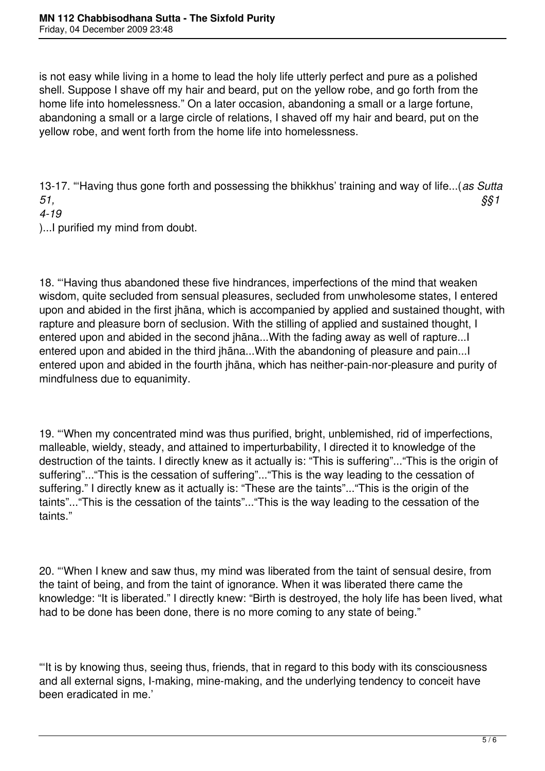is not easy while living in a home to lead the holy life utterly perfect and pure as a polished shell. Suppose I shave off my hair and beard, put on the yellow robe, and go forth from the home life into homelessness." On a later occasion, abandoning a small or a large fortune, abandoning a small or a large circle of relations, I shaved off my hair and beard, put on the yellow robe, and went forth from the home life into homelessness.

13-17. "'Having thus gone forth and possessing the bhikkhus' training and way of life...(*as Sutta 51, §§14-19*)...I purified my mind from doubt.

18. "'Having thus abandoned these five hindrances, imperfections of the mind that weaken wisdom, quite secluded from sensual pleasures, secluded from unwholesome states, I entered upon and abided in the first jhāna, which is accompanied by applied and sustained thought, with rapture and pleasure born of seclusion. With the stilling of applied and sustained thought, I entered upon and abided in the second jhāna...With the fading away as well of rapture...I entered upon and abided in the third jhāna...With the abandoning of pleasure and pain...I entered upon and abided in the fourth jhāna, which has neither-pain-nor-pleasure and purity of mindfulness due to equanimity.

19. "'When my concentrated mind was thus purified, bright, unblemished, rid of imperfections, malleable, wieldy, steady, and attained to imperturbability, I directed it to knowledge of the destruction of the taints. I directly knew as it actually is: "This is suffering"..."This is the origin of suffering"..."This is the cessation of suffering"..."This is the way leading to the cessation of suffering." I directly knew as it actually is: "These are the taints"..."This is the origin of the taints"..."This is the cessation of the taints"..."This is the way leading to the cessation of the taints."

20. "'When I knew and saw thus, my mind was liberated from the taint of sensual desire, from the taint of being, and from the taint of ignorance. When it was liberated there came the knowledge: "It is liberated." I directly knew: "Birth is destroyed, the holy life has been lived, what had to be done has been done, there is no more coming to any state of being."

"'It is by knowing thus, seeing thus, friends, that in regard to this body with its consciousness and all external signs, I-making, mine-making, and the underlying tendency to conceit have been eradicated in me.'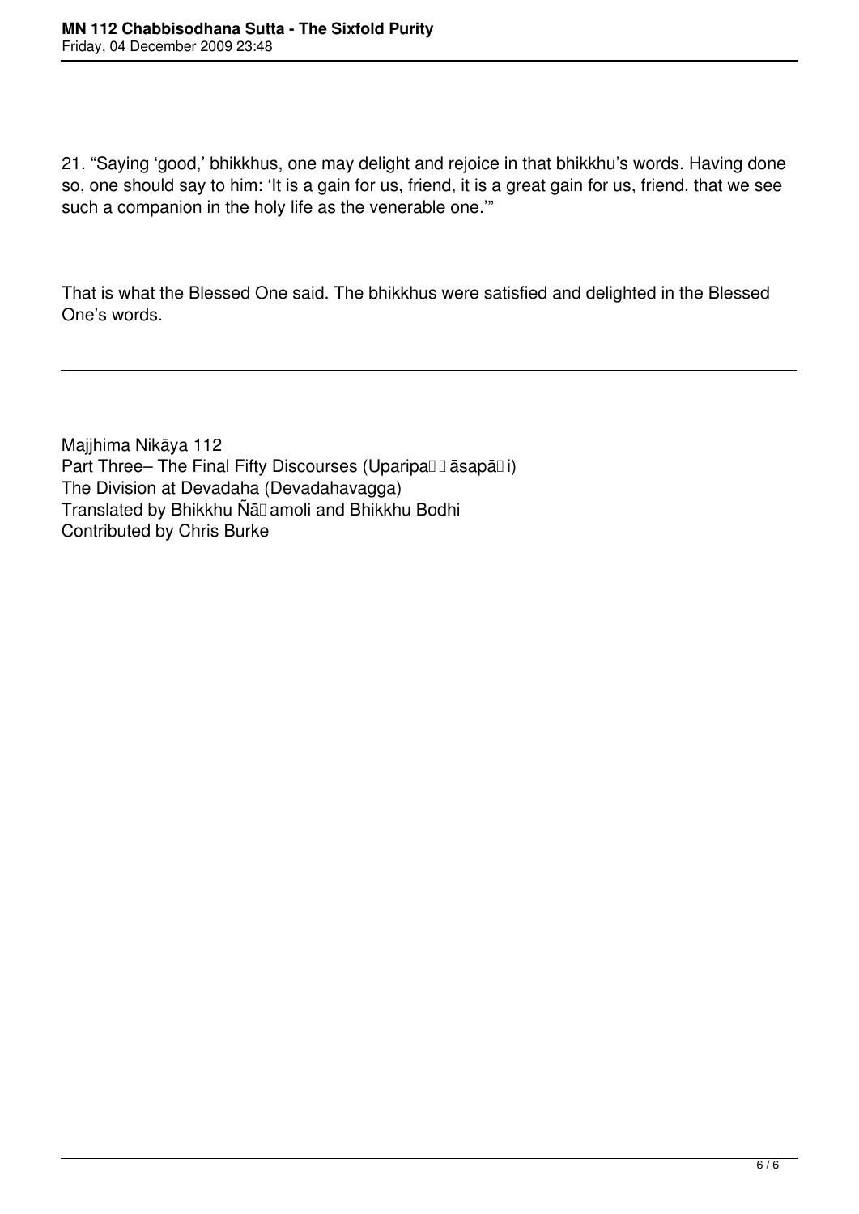21. “Saying ‘good,’ bhikkhus, one may delight and rejoice in that bhikkhu’s words. Having done so, one should say to him: ‘It is a gain for us, friend, it is a great gain for us, friend, that we see such a companion in the holy life as the venerable one.’”

That is what the Blessed One said. The bhikkhus were satisfied and delighted in the Blessed One’s words.

---

Majjhima Nikāya 112
Part Three– The Final Fifty Discourses (Uparipaṇṇāsapāḷi)
The Division at Devadaha (Devadahavagga)
Translated by Bhikkhu Ñāṇamoli and Bhikkhu Bodhi
Contributed by Chris Burke